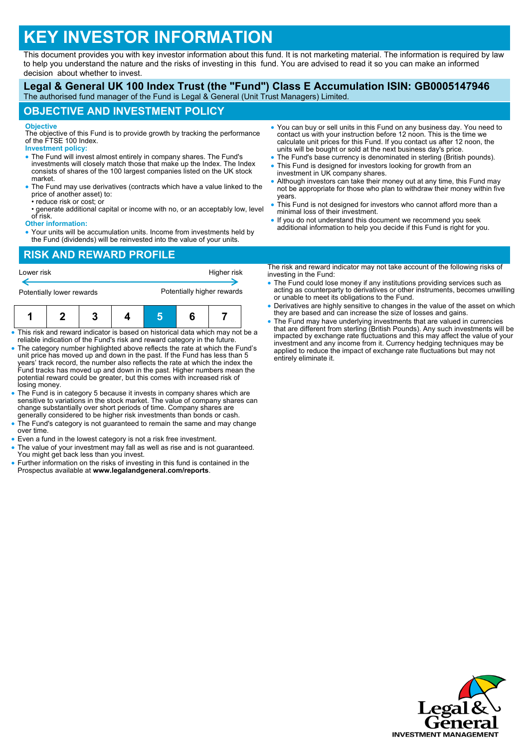# KEY INVESTOR INFORMATION

This document provides you with key investor information about this fund. It is not marketing material. The information is required by law to help you understand the nature and the risks of investing in this fund. You are advised to read it so you can make an informed decision about whether to invest.

## Legal & General UK 100 Index Trust (the "Fund") Class E Accumulation ISIN: GB0005147946

The authorised fund manager of the Fund is Legal & General (Unit Trust Managers) Limited.

## OBJECTIVE AND INVESTMENT POLICY

**Objective**

The objective of this Fund is to provide growth by tracking the performance of the FTSE 100 Index.

**Investment policy:**

- The Fund will invest almost entirely in company shares. The Fund's investments will closely match those that make up the Index. The Index consists of shares of the 100 largest companies listed on the UK stock market.
- The Fund may use derivatives (contracts which have a value linked to the price of another asset) to:
  - • reduce risk or cost; or
  - • generate additional capital or income with no, or an acceptably low, level of risk.

**Other information:**

- Your units will be accumulation units. Income from investments held by the Fund (dividends) will be reinvested into the value of your units.
- You can buy or sell units in this Fund on any business day. You need to contact us with your instruction before 12 noon. This is the time we calculate unit prices for this Fund. If you contact us after 12 noon, the units will be bought or sold at the next business day's price.
- The Fund's base currency is denominated in sterling (British pounds).
- This Fund is designed for investors looking for growth from an investment in UK company shares.
- Although investors can take their money out at any time, this Fund may not be appropriate for those who plan to withdraw their money within five years.
- This Fund is not designed for investors who cannot afford more than a minimal loss of their investment.
- If you do not understand this document we recommend you seek additional information to help you decide if this Fund is right for you.

## RISK AND REWARD PROFILE

| Lower risk | | | | | | Higher risk |
|---|---|---|---|---|---|---|
| Potentially lower rewards | | | | | | Potentially higher rewards |
| 1 | 2 | 3 | 4 | **5** | 6 | 7 |

- This risk and reward indicator is based on historical data which may not be a reliable indication of the Fund's risk and reward category in the future.
- The category number highlighted above reflects the rate at which the Fund's unit price has moved up and down in the past. If the Fund has less than 5 years' track record, the number also reflects the rate at which the index the Fund tracks has moved up and down in the past. Higher numbers mean the potential reward could be greater, but this comes with increased risk of losing money.
- The Fund is in category 5 because it invests in company shares which are sensitive to variations in the stock market. The value of company shares can change substantially over short periods of time. Company shares are generally considered to be higher risk investments than bonds or cash.
- The Fund's category is not guaranteed to remain the same and may change over time.
- Even a fund in the lowest category is not a risk free investment.
- The value of your investment may fall as well as rise and is not guaranteed. You might get back less than you invest.
- Further information on the risks of investing in this fund is contained in the Prospectus available at **www.legalandgeneral.com/reports**.

The risk and reward indicator may not take account of the following risks of investing in the Fund:

- The Fund could lose money if any institutions providing services such as acting as counterparty to derivatives or other instruments, becomes unwilling or unable to meet its obligations to the Fund.
- Derivatives are highly sensitive to changes in the value of the asset on which they are based and can increase the size of losses and gains.
- The Fund may have underlying investments that are valued in currencies that are different from sterling (British Pounds). Any such investments will be impacted by exchange rate fluctuations and this may affect the value of your investment and any income from it. Currency hedging techniques may be applied to reduce the impact of exchange rate fluctuations but may not entirely eliminate it.

Legal & General INVESTMENT MANAGEMENT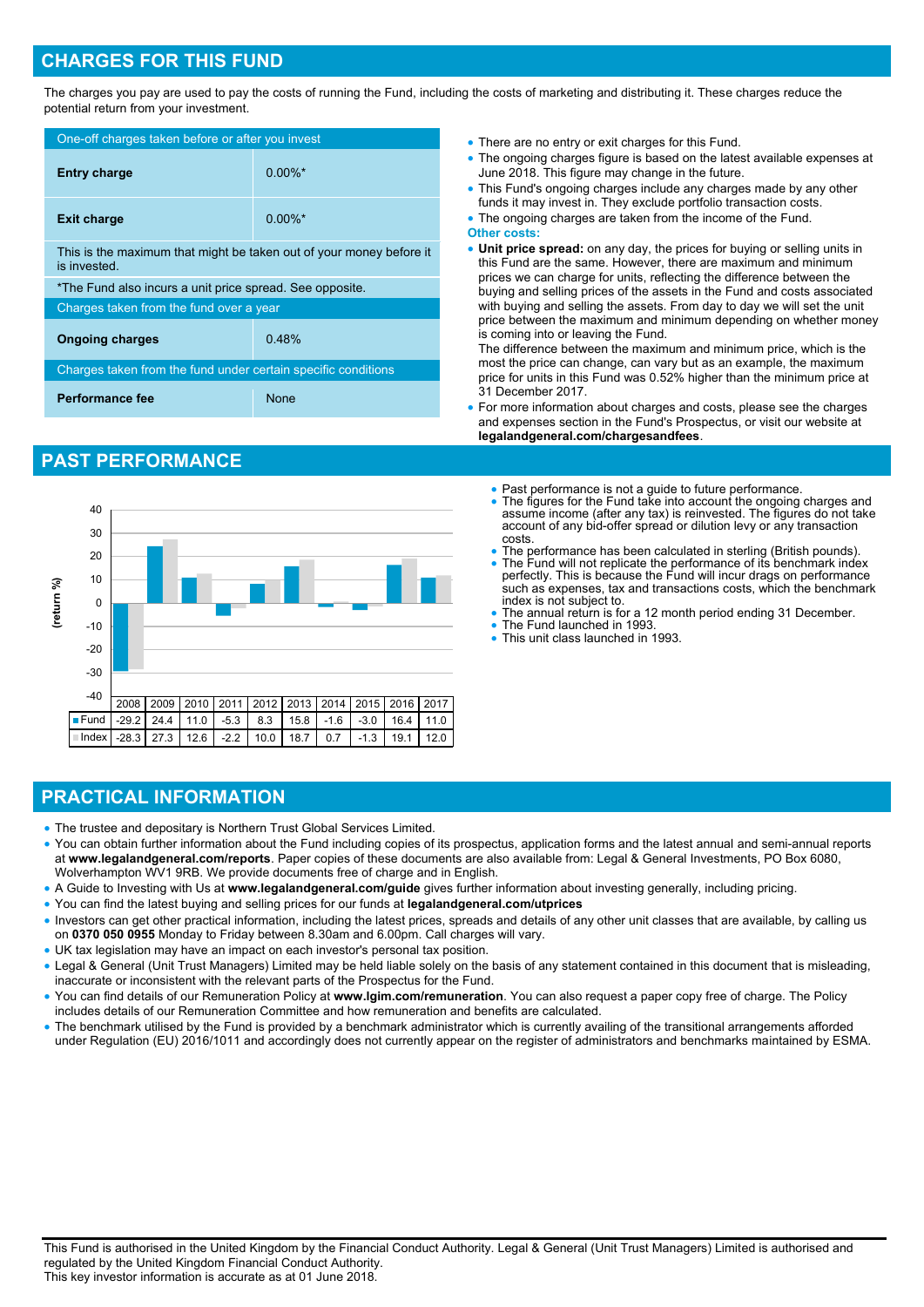## CHARGES FOR THIS FUND

The charges you pay are used to pay the costs of running the Fund, including the costs of marketing and distributing it. These charges reduce the potential return from your investment.

| One-off charges taken before or after you invest | |
|---|---|
| **Entry charge** | 0.00%* |
| **Exit charge** | 0.00%* |
| This is the maximum that might be taken out of your money before it is invested. | |
| *The Fund also incurs a unit price spread. See opposite. | |
| Charges taken from the fund over a year | |
| **Ongoing charges** | 0.48% |
| Charges taken from the fund under certain specific conditions | |
| **Performance fee** | None |

- There are no entry or exit charges for this Fund.
- The ongoing charges figure is based on the latest available expenses at June 2018. This figure may change in the future.
- This Fund's ongoing charges include any charges made by any other funds it may invest in. They exclude portfolio transaction costs.
- The ongoing charges are taken from the income of the Fund.

**Other costs:**

- **Unit price spread:** on any day, the prices for buying or selling units in this Fund are the same. However, there are maximum and minimum prices we can charge for units, reflecting the difference between the buying and selling prices of the assets in the Fund and costs associated with buying and selling the assets. From day to day we will set the unit price between the maximum and minimum depending on whether money is coming into or leaving the Fund.
  The difference between the maximum and minimum price, which is the most the price can change, can vary but as an example, the maximum price for units in this Fund was 0.52% higher than the minimum price at 31 December 2017.
- For more information about charges and costs, please see the charges and expenses section in the Fund's Prospectus, or visit our website at **legalandgeneral.com/chargesandfees**.

## PAST PERFORMANCE

(return %)

40
30
20
10
0
-10
-20
-30
-40

| | 2008 | 2009 | 2010 | 2011 | 2012 | 2013 | 2014 | 2015 | 2016 | 2017 |
|---|---|---|---|---|---|---|---|---|---|---|
| Fund | -29.2 | 24.4 | 11.0 | -5.3 | 8.3 | 15.8 | -1.6 | -3.0 | 16.4 | 11.0 |
| Index | -28.3 | 27.3 | 12.6 | -2.2 | 10.0 | 18.7 | 0.7 | -1.3 | 19.1 | 12.0 |

- Past performance is not a guide to future performance.
- The figures for the Fund take into account the ongoing charges and assume income (after any tax) is reinvested. The figures do not take account of any bid-offer spread or dilution levy or any transaction costs.
- The performance has been calculated in sterling (British pounds).
- The Fund will not replicate the performance of its benchmark index perfectly. This is because the Fund will incur drags on performance such as expenses, tax and transactions costs, which the benchmark index is not subject to.
- The annual return is for a 12 month period ending 31 December.
- The Fund launched in 1993.
- This unit class launched in 1993.

## PRACTICAL INFORMATION

- The trustee and depositary is Northern Trust Global Services Limited.
- You can obtain further information about the Fund including copies of its prospectus, application forms and the latest annual and semi-annual reports at **www.legalandgeneral.com/reports**. Paper copies of these documents are also available from: Legal & General Investments, PO Box 6080, Wolverhampton WV1 9RB. We provide documents free of charge and in English.
- A Guide to Investing with Us at **www.legalandgeneral.com/guide** gives further information about investing generally, including pricing.
- You can find the latest buying and selling prices for our funds at **legalandgeneral.com/utprices**
- Investors can get other practical information, including the latest prices, spreads and details of any other unit classes that are available, by calling us on **0370 050 0955** Monday to Friday between 8.30am and 6.00pm. Call charges will vary.
- UK tax legislation may have an impact on each investor's personal tax position.
- Legal & General (Unit Trust Managers) Limited may be held liable solely on the basis of any statement contained in this document that is misleading, inaccurate or inconsistent with the relevant parts of the Prospectus for the Fund.
- You can find details of our Remuneration Policy at **www.lgim.com/remuneration**. You can also request a paper copy free of charge. The Policy includes details of our Remuneration Committee and how remuneration and benefits are calculated.
- The benchmark utilised by the Fund is provided by a benchmark administrator which is currently availing of the transitional arrangements afforded under Regulation (EU) 2016/1011 and accordingly does not currently appear on the register of administrators and benchmarks maintained by ESMA.

This Fund is authorised in the United Kingdom by the Financial Conduct Authority. Legal & General (Unit Trust Managers) Limited is authorised and regulated by the United Kingdom Financial Conduct Authority.
This key investor information is accurate as at 01 June 2018.